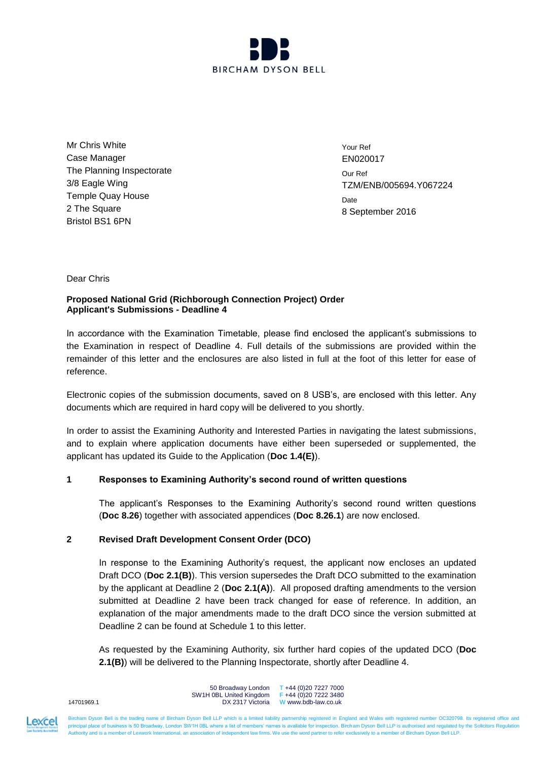BIRCHAM DYSON BELL

Mr Chris White
Case Manager
The Planning Inspectorate
3/8 Eagle Wing
Temple Quay House
2 The Square
Bristol BS1 6PN

Your Ref
EN020017

Our Ref
TZM/ENB/005694.Y067224

Date
8 September 2016

Dear Chris

**Proposed National Grid (Richborough Connection Project) Order**
**Applicant's Submissions - Deadline 4**

In accordance with the Examination Timetable, please find enclosed the applicant's submissions to the Examination in respect of Deadline 4. Full details of the submissions are provided within the remainder of this letter and the enclosures are also listed in full at the foot of this letter for ease of reference.

Electronic copies of the submission documents, saved on 8 USB's, are enclosed with this letter. Any documents which are required in hard copy will be delivered to you shortly.

In order to assist the Examining Authority and Interested Parties in navigating the latest submissions, and to explain where application documents have either been superseded or supplemented, the applicant has updated its Guide to the Application (**Doc 1.4(E)**).

## 1 Responses to Examining Authority's second round of written questions

The applicant's Responses to the Examining Authority's second round written questions (**Doc 8.26**) together with associated appendices (**Doc 8.26.1**) are now enclosed.

## 2 Revised Draft Development Consent Order (DCO)

In response to the Examining Authority's request, the applicant now encloses an updated Draft DCO (**Doc 2.1(B)**). This version supersedes the Draft DCO submitted to the examination by the applicant at Deadline 2 (**Doc 2.1(A)**). All proposed drafting amendments to the version submitted at Deadline 2 have been track changed for ease of reference. In addition, an explanation of the major amendments made to the draft DCO since the version submitted at Deadline 2 can be found at Schedule 1 to this letter.

As requested by the Examining Authority, six further hard copies of the updated DCO (**Doc 2.1(B)**) will be delivered to the Planning Inspectorate, shortly after Deadline 4.

14701969.1

50 Broadway London SW1H 0BL United Kingdom DX 2317 Victoria
T +44 (0)20 7227 7000
F +44 (0)20 7222 3480
W www.bdb-law.co.uk

Bircham Dyson Bell is the trading name of Bircham Dyson Bell LLP which is a limited liability partnership registered in England and Wales with registered number OC320798. Its registered office and principal place of business is 50 Broadway, London SW1H 0BL where a list of members' names is available for inspection. Bircham Dyson Bell LLP is authorised and regulated by the Solicitors Regulation Authority and is a member of Lexwork International, an association of independent law firms. We use the word partner to refer exclusively to a member of Bircham Dyson Bell LLP.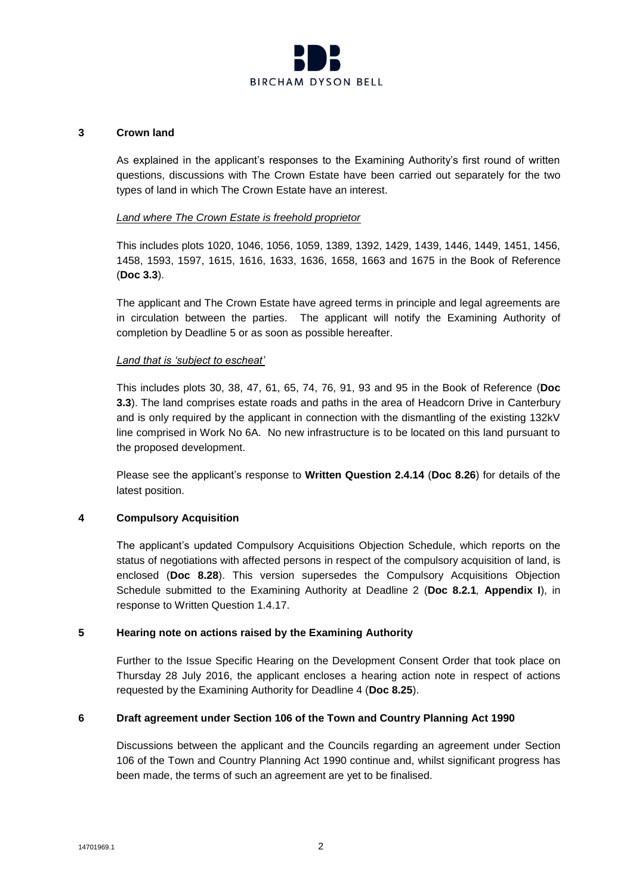## 3 Crown land

As explained in the applicant's responses to the Examining Authority's first round of written questions, discussions with The Crown Estate have been carried out separately for the two types of land in which The Crown Estate have an interest.

*Land where The Crown Estate is freehold proprietor*

This includes plots 1020, 1046, 1056, 1059, 1389, 1392, 1429, 1439, 1446, 1449, 1451, 1456, 1458, 1593, 1597, 1615, 1616, 1633, 1636, 1658, 1663 and 1675 in the Book of Reference (**Doc 3.3**).

The applicant and The Crown Estate have agreed terms in principle and legal agreements are in circulation between the parties. The applicant will notify the Examining Authority of completion by Deadline 5 or as soon as possible hereafter.

*Land that is 'subject to escheat'*

This includes plots 30, 38, 47, 61, 65, 74, 76, 91, 93 and 95 in the Book of Reference (**Doc 3.3**). The land comprises estate roads and paths in the area of Headcorn Drive in Canterbury and is only required by the applicant in connection with the dismantling of the existing 132kV line comprised in Work No 6A. No new infrastructure is to be located on this land pursuant to the proposed development.

Please see the applicant's response to **Written Question 2.4.14** (**Doc 8.26**) for details of the latest position.

## 4 Compulsory Acquisition

The applicant's updated Compulsory Acquisitions Objection Schedule, which reports on the status of negotiations with affected persons in respect of the compulsory acquisition of land, is enclosed (**Doc 8.28**). This version supersedes the Compulsory Acquisitions Objection Schedule submitted to the Examining Authority at Deadline 2 (**Doc 8.2.1**, **Appendix I**), in response to Written Question 1.4.17.

## 5 Hearing note on actions raised by the Examining Authority

Further to the Issue Specific Hearing on the Development Consent Order that took place on Thursday 28 July 2016, the applicant encloses a hearing action note in respect of actions requested by the Examining Authority for Deadline 4 (**Doc 8.25**).

## 6 Draft agreement under Section 106 of the Town and Country Planning Act 1990

Discussions between the applicant and the Councils regarding an agreement under Section 106 of the Town and Country Planning Act 1990 continue and, whilst significant progress has been made, the terms of such an agreement are yet to be finalised.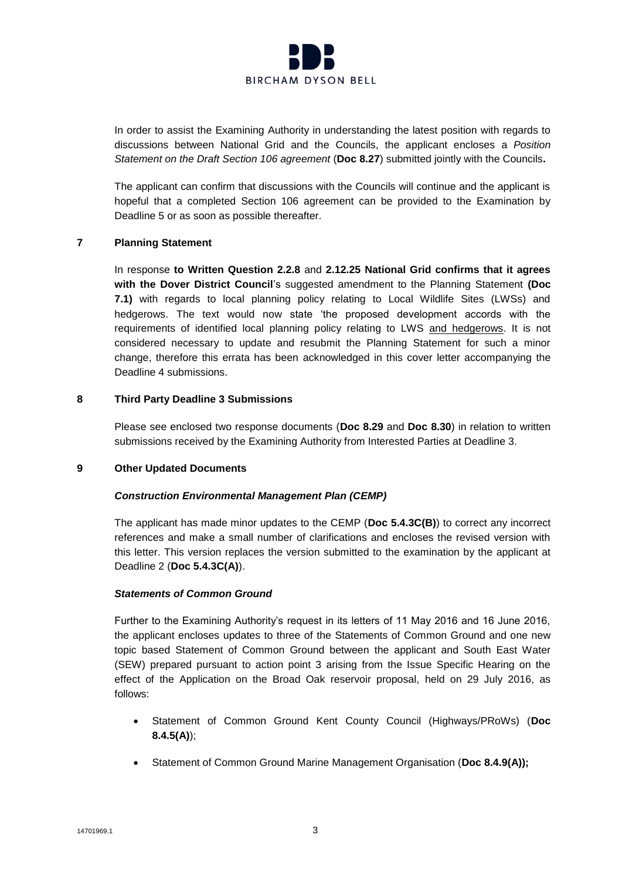In order to assist the Examining Authority in understanding the latest position with regards to discussions between National Grid and the Councils, the applicant encloses a *Position Statement on the Draft Section 106 agreement* (**Doc 8.27**) submitted jointly with the Councils**.**

The applicant can confirm that discussions with the Councils will continue and the applicant is hopeful that a completed Section 106 agreement can be provided to the Examination by Deadline 5 or as soon as possible thereafter.

## 7 Planning Statement

In response **to Written Question 2.2.8** and **2.12.25 National Grid confirms that it agrees with the Dover District Council**'s suggested amendment to the Planning Statement **(Doc 7.1)** with regards to local planning policy relating to Local Wildlife Sites (LWSs) and hedgerows. The text would now state 'the proposed development accords with the requirements of identified local planning policy relating to LWS <u>and hedgerows</u>. It is not considered necessary to update and resubmit the Planning Statement for such a minor change, therefore this errata has been acknowledged in this cover letter accompanying the Deadline 4 submissions.

## 8 Third Party Deadline 3 Submissions

Please see enclosed two response documents (**Doc 8.29** and **Doc 8.30**) in relation to written submissions received by the Examining Authority from Interested Parties at Deadline 3.

## 9 Other Updated Documents

### *Construction Environmental Management Plan (CEMP)*

The applicant has made minor updates to the CEMP (**Doc 5.4.3C(B)**) to correct any incorrect references and make a small number of clarifications and encloses the revised version with this letter. This version replaces the version submitted to the examination by the applicant at Deadline 2 (**Doc 5.4.3C(A)**).

### *Statements of Common Ground*

Further to the Examining Authority's request in its letters of 11 May 2016 and 16 June 2016, the applicant encloses updates to three of the Statements of Common Ground and one new topic based Statement of Common Ground between the applicant and South East Water (SEW) prepared pursuant to action point 3 arising from the Issue Specific Hearing on the effect of the Application on the Broad Oak reservoir proposal, held on 29 July 2016, as follows:

- Statement of Common Ground Kent County Council (Highways/PRoWs) (**Doc 8.4.5(A)**);
- Statement of Common Ground Marine Management Organisation (**Doc 8.4.9(A));**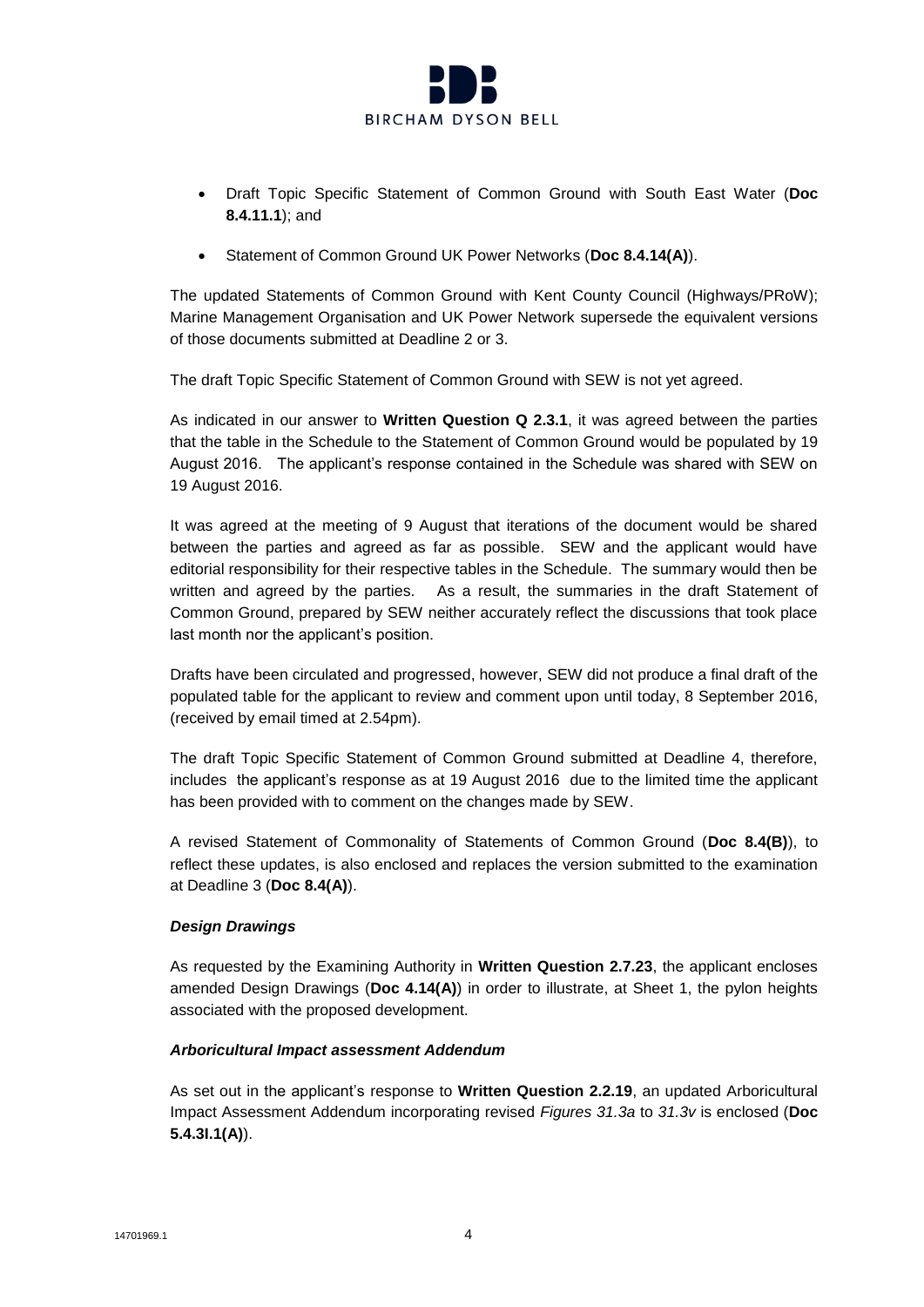- Draft Topic Specific Statement of Common Ground with South East Water (**Doc 8.4.11.1**); and
- Statement of Common Ground UK Power Networks (**Doc 8.4.14(A)**).

The updated Statements of Common Ground with Kent County Council (Highways/PRoW); Marine Management Organisation and UK Power Network supersede the equivalent versions of those documents submitted at Deadline 2 or 3.

The draft Topic Specific Statement of Common Ground with SEW is not yet agreed.

As indicated in our answer to **Written Question Q 2.3.1**, it was agreed between the parties that the table in the Schedule to the Statement of Common Ground would be populated by 19 August 2016. The applicant's response contained in the Schedule was shared with SEW on 19 August 2016.

It was agreed at the meeting of 9 August that iterations of the document would be shared between the parties and agreed as far as possible. SEW and the applicant would have editorial responsibility for their respective tables in the Schedule. The summary would then be written and agreed by the parties. As a result, the summaries in the draft Statement of Common Ground, prepared by SEW neither accurately reflect the discussions that took place last month nor the applicant's position.

Drafts have been circulated and progressed, however, SEW did not produce a final draft of the populated table for the applicant to review and comment upon until today, 8 September 2016, (received by email timed at 2.54pm).

The draft Topic Specific Statement of Common Ground submitted at Deadline 4, therefore, includes the applicant's response as at 19 August 2016 due to the limited time the applicant has been provided with to comment on the changes made by SEW.

A revised Statement of Commonality of Statements of Common Ground (**Doc 8.4(B)**), to reflect these updates, is also enclosed and replaces the version submitted to the examination at Deadline 3 (**Doc 8.4(A)**).

***Design Drawings***

As requested by the Examining Authority in **Written Question 2.7.23**, the applicant encloses amended Design Drawings (**Doc 4.14(A)**) in order to illustrate, at Sheet 1, the pylon heights associated with the proposed development.

***Arboricultural Impact assessment Addendum***

As set out in the applicant's response to **Written Question 2.2.19**, an updated Arboricultural Impact Assessment Addendum incorporating revised *Figures 31.3a* to *31.3v* is enclosed (**Doc 5.4.3I.1(A)**).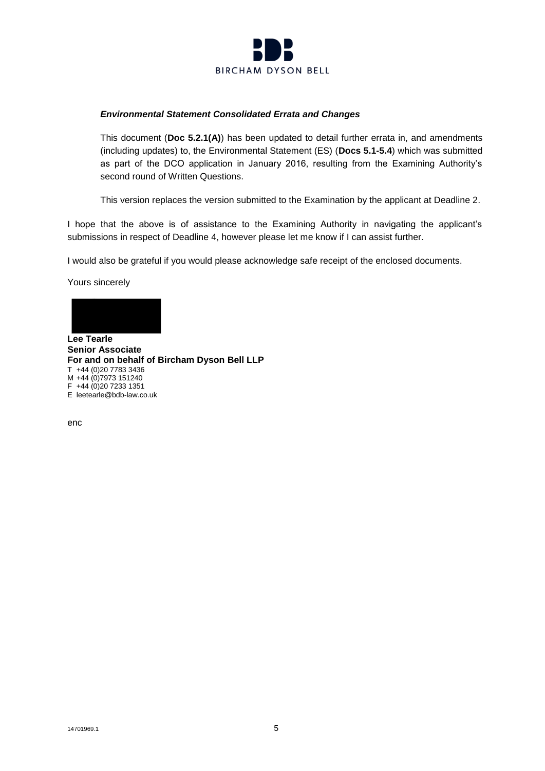***Environmental Statement Consolidated Errata and Changes***

This document (**Doc 5.2.1(A)**) has been updated to detail further errata in, and amendments (including updates) to, the Environmental Statement (ES) (**Docs 5.1-5.4**) which was submitted as part of the DCO application in January 2016, resulting from the Examining Authority's second round of Written Questions.

This version replaces the version submitted to the Examination by the applicant at Deadline 2.

I hope that the above is of assistance to the Examining Authority in navigating the applicant's submissions in respect of Deadline 4, however please let me know if I can assist further.

I would also be grateful if you would please acknowledge safe receipt of the enclosed documents.

Yours sincerely

**Lee Tearle**
**Senior Associate**
**For and on behalf of Bircham Dyson Bell LLP**
T +44 (0)20 7783 3436
M +44 (0)7973 151240
F +44 (0)20 7233 1351
E leetearle@bdb-law.co.uk

enc

14701969.1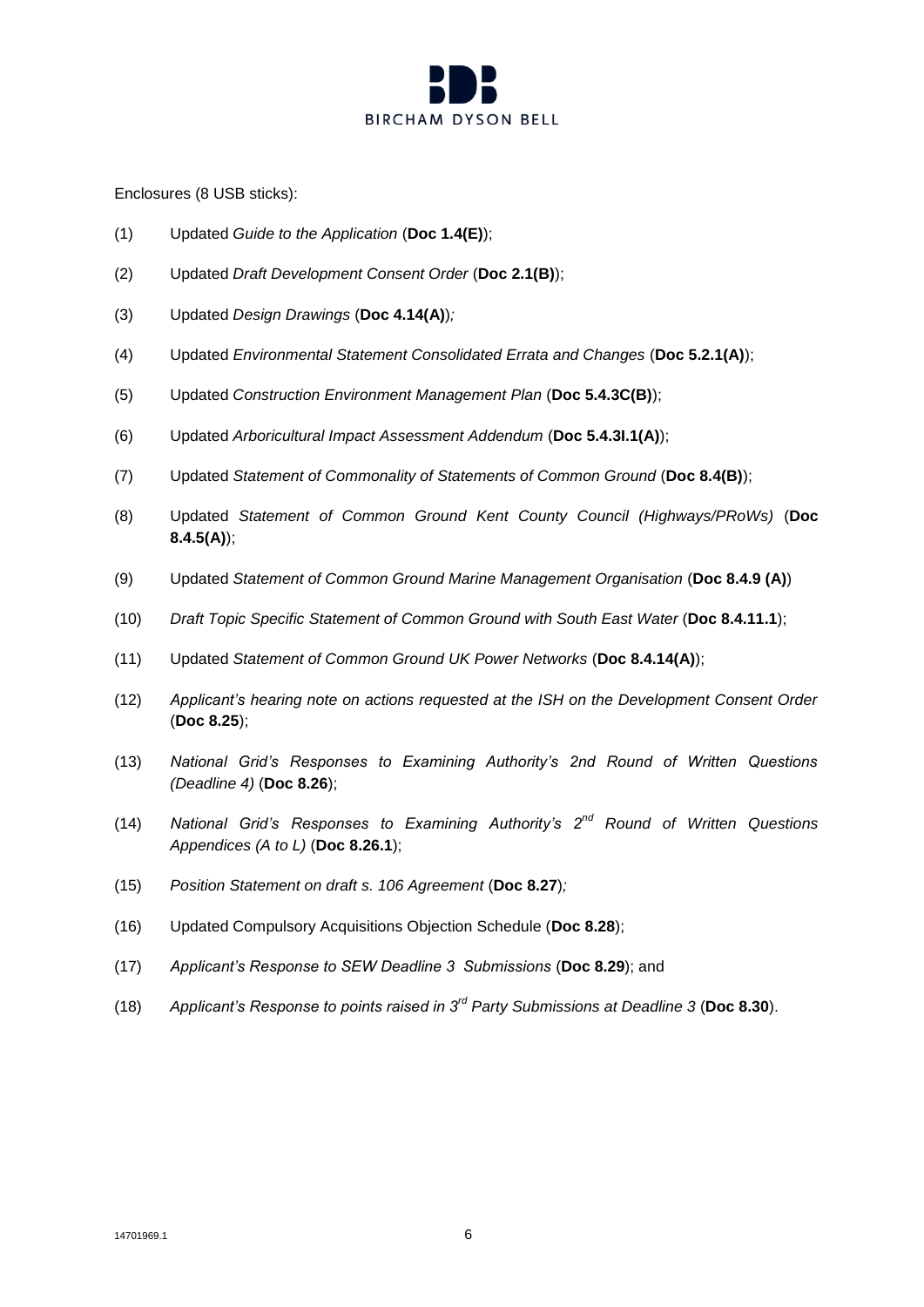Enclosures (8 USB sticks):

(1) Updated *Guide to the Application* (**Doc 1.4(E)**);

(2) Updated *Draft Development Consent Order* (**Doc 2.1(B)**);

(3) Updated *Design Drawings* (**Doc 4.14(A)**)*;*

(4) Updated *Environmental Statement Consolidated Errata and Changes* (**Doc 5.2.1(A)**);

(5) Updated *Construction Environment Management Plan* (**Doc 5.4.3C(B)**);

(6) Updated *Arboricultural Impact Assessment Addendum* (**Doc 5.4.3I.1(A)**);

(7) Updated *Statement of Commonality of Statements of Common Ground* (**Doc 8.4(B)**);

(8) Updated *Statement of Common Ground Kent County Council (Highways/PRoWs)* (**Doc 8.4.5(A)**);

(9) Updated *Statement of Common Ground Marine Management Organisation* (**Doc 8.4.9 (A)**)

(10) *Draft Topic Specific Statement of Common Ground with South East Water* (**Doc 8.4.11.1**);

(11) Updated *Statement of Common Ground UK Power Networks* (**Doc 8.4.14(A)**);

(12) *Applicant's hearing note on actions requested at the ISH on the Development Consent Order* (**Doc 8.25**);

(13) *National Grid's Responses to Examining Authority's 2nd Round of Written Questions (Deadline 4)* (**Doc 8.26**);

(14) *National Grid's Responses to Examining Authority's 2nd Round of Written Questions Appendices (A to L)* (**Doc 8.26.1**);

(15) *Position Statement on draft s. 106 Agreement* (**Doc 8.27**)*;*

(16) Updated Compulsory Acquisitions Objection Schedule (**Doc 8.28**);

(17) *Applicant's Response to SEW Deadline 3 Submissions* (**Doc 8.29**); and

(18) *Applicant's Response to points raised in 3rd Party Submissions at Deadline 3* (**Doc 8.30**).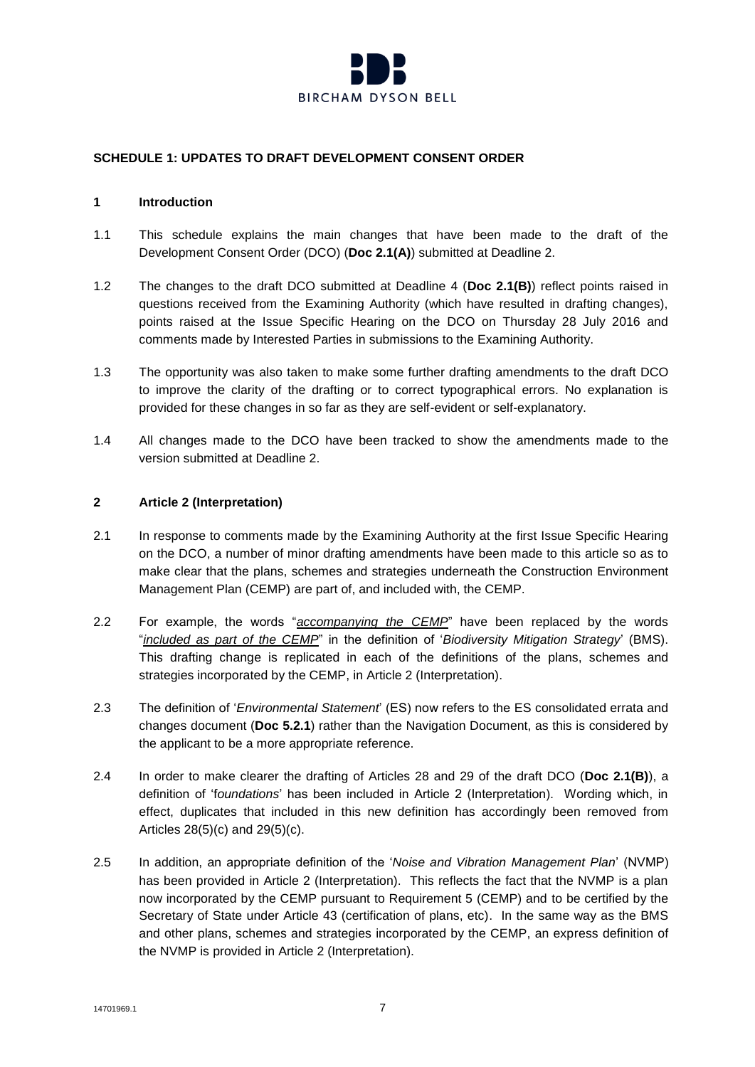**SCHEDULE 1: UPDATES TO DRAFT DEVELOPMENT CONSENT ORDER**

**1 Introduction**

1.1 This schedule explains the main changes that have been made to the draft of the Development Consent Order (DCO) (**Doc 2.1(A)**) submitted at Deadline 2.

1.2 The changes to the draft DCO submitted at Deadline 4 (**Doc 2.1(B)**) reflect points raised in questions received from the Examining Authority (which have resulted in drafting changes), points raised at the Issue Specific Hearing on the DCO on Thursday 28 July 2016 and comments made by Interested Parties in submissions to the Examining Authority.

1.3 The opportunity was also taken to make some further drafting amendments to the draft DCO to improve the clarity of the drafting or to correct typographical errors. No explanation is provided for these changes in so far as they are self-evident or self-explanatory.

1.4 All changes made to the DCO have been tracked to show the amendments made to the version submitted at Deadline 2.

**2 Article 2 (Interpretation)**

2.1 In response to comments made by the Examining Authority at the first Issue Specific Hearing on the DCO, a number of minor drafting amendments have been made to this article so as to make clear that the plans, schemes and strategies underneath the Construction Environment Management Plan (CEMP) are part of, and included with, the CEMP.

2.2 For example, the words "*accompanying the CEMP*" have been replaced by the words "*included as part of the CEMP*" in the definition of '*Biodiversity Mitigation Strategy*' (BMS). This drafting change is replicated in each of the definitions of the plans, schemes and strategies incorporated by the CEMP, in Article 2 (Interpretation).

2.3 The definition of '*Environmental Statement*' (ES) now refers to the ES consolidated errata and changes document (**Doc 5.2.1**) rather than the Navigation Document, as this is considered by the applicant to be a more appropriate reference.

2.4 In order to make clearer the drafting of Articles 28 and 29 of the draft DCO (**Doc 2.1(B)**), a definition of '*foundations*' has been included in Article 2 (Interpretation). Wording which, in effect, duplicates that included in this new definition has accordingly been removed from Articles 28(5)(c) and 29(5)(c).

2.5 In addition, an appropriate definition of the '*Noise and Vibration Management Plan*' (NVMP) has been provided in Article 2 (Interpretation). This reflects the fact that the NVMP is a plan now incorporated by the CEMP pursuant to Requirement 5 (CEMP) and to be certified by the Secretary of State under Article 43 (certification of plans, etc). In the same way as the BMS and other plans, schemes and strategies incorporated by the CEMP, an express definition of the NVMP is provided in Article 2 (Interpretation).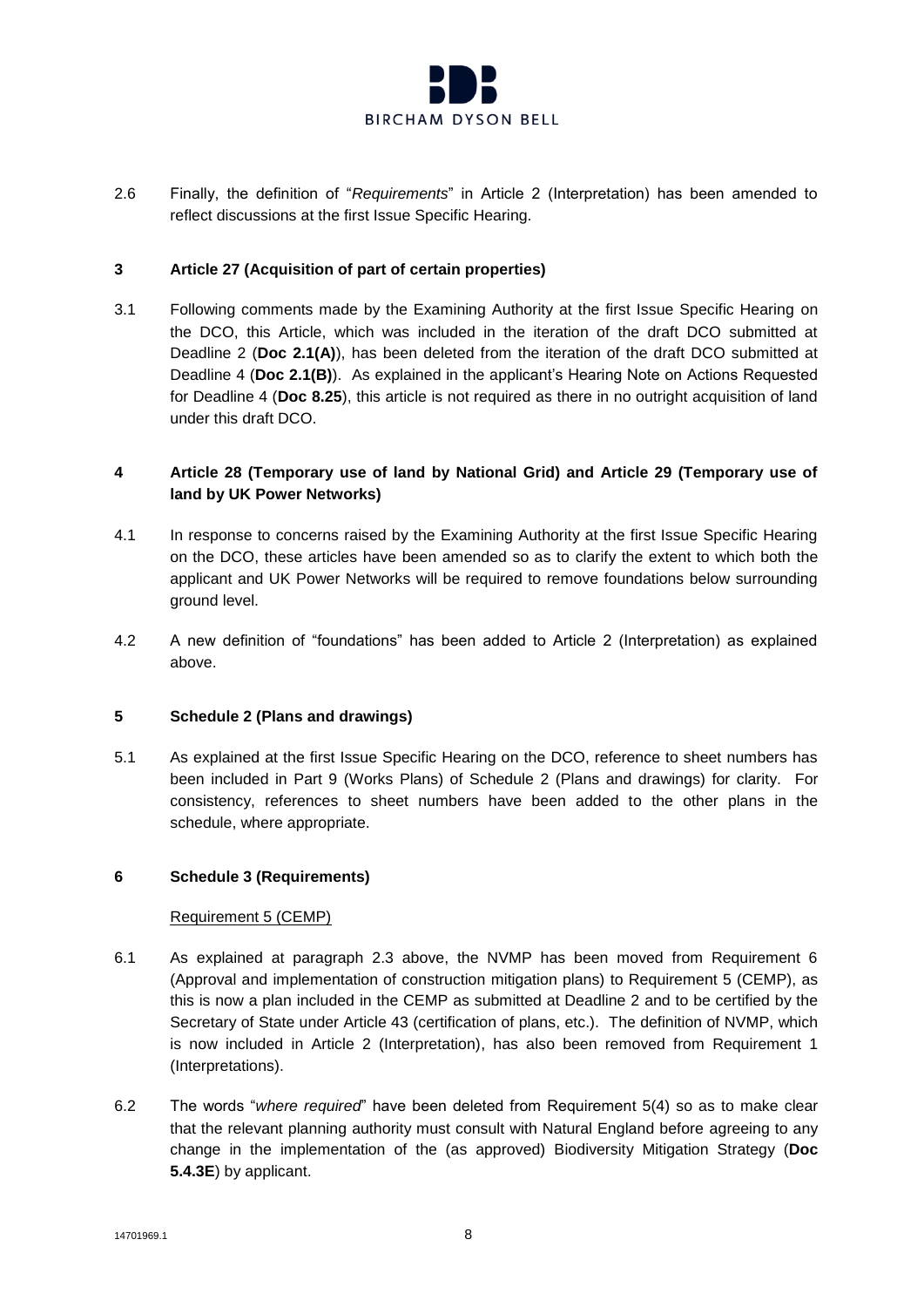2.6 Finally, the definition of "*Requirements*" in Article 2 (Interpretation) has been amended to reflect discussions at the first Issue Specific Hearing.

## 3 Article 27 (Acquisition of part of certain properties)

3.1 Following comments made by the Examining Authority at the first Issue Specific Hearing on the DCO, this Article, which was included in the iteration of the draft DCO submitted at Deadline 2 (**Doc 2.1(A)**), has been deleted from the iteration of the draft DCO submitted at Deadline 4 (**Doc 2.1(B)**). As explained in the applicant's Hearing Note on Actions Requested for Deadline 4 (**Doc 8.25**), this article is not required as there in no outright acquisition of land under this draft DCO.

## 4 Article 28 (Temporary use of land by National Grid) and Article 29 (Temporary use of land by UK Power Networks)

4.1 In response to concerns raised by the Examining Authority at the first Issue Specific Hearing on the DCO, these articles have been amended so as to clarify the extent to which both the applicant and UK Power Networks will be required to remove foundations below surrounding ground level.

4.2 A new definition of "foundations" has been added to Article 2 (Interpretation) as explained above.

## 5 Schedule 2 (Plans and drawings)

5.1 As explained at the first Issue Specific Hearing on the DCO, reference to sheet numbers has been included in Part 9 (Works Plans) of Schedule 2 (Plans and drawings) for clarity. For consistency, references to sheet numbers have been added to the other plans in the schedule, where appropriate.

## 6 Schedule 3 (Requirements)

Requirement 5 (CEMP)

6.1 As explained at paragraph 2.3 above, the NVMP has been moved from Requirement 6 (Approval and implementation of construction mitigation plans) to Requirement 5 (CEMP), as this is now a plan included in the CEMP as submitted at Deadline 2 and to be certified by the Secretary of State under Article 43 (certification of plans, etc.). The definition of NVMP, which is now included in Article 2 (Interpretation), has also been removed from Requirement 1 (Interpretations).

6.2 The words "*where required*" have been deleted from Requirement 5(4) so as to make clear that the relevant planning authority must consult with Natural England before agreeing to any change in the implementation of the (as approved) Biodiversity Mitigation Strategy (**Doc 5.4.3E**) by applicant.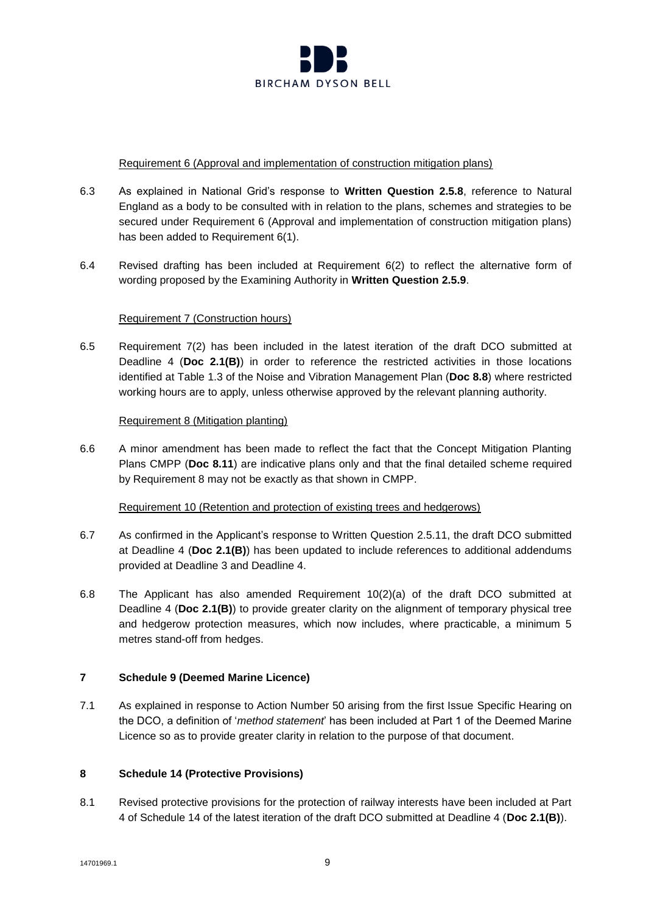Requirement 6 (Approval and implementation of construction mitigation plans)

6.3 As explained in National Grid's response to **Written Question 2.5.8**, reference to Natural England as a body to be consulted with in relation to the plans, schemes and strategies to be secured under Requirement 6 (Approval and implementation of construction mitigation plans) has been added to Requirement 6(1).

6.4 Revised drafting has been included at Requirement 6(2) to reflect the alternative form of wording proposed by the Examining Authority in **Written Question 2.5.9**.

Requirement 7 (Construction hours)

6.5 Requirement 7(2) has been included in the latest iteration of the draft DCO submitted at Deadline 4 (**Doc 2.1(B)**) in order to reference the restricted activities in those locations identified at Table 1.3 of the Noise and Vibration Management Plan (**Doc 8.8**) where restricted working hours are to apply, unless otherwise approved by the relevant planning authority.

Requirement 8 (Mitigation planting)

6.6 A minor amendment has been made to reflect the fact that the Concept Mitigation Planting Plans CMPP (**Doc 8.11**) are indicative plans only and that the final detailed scheme required by Requirement 8 may not be exactly as that shown in CMPP.

Requirement 10 (Retention and protection of existing trees and hedgerows)

6.7 As confirmed in the Applicant's response to Written Question 2.5.11, the draft DCO submitted at Deadline 4 (**Doc 2.1(B)**) has been updated to include references to additional addendums provided at Deadline 3 and Deadline 4.

6.8 The Applicant has also amended Requirement 10(2)(a) of the draft DCO submitted at Deadline 4 (**Doc 2.1(B)**) to provide greater clarity on the alignment of temporary physical tree and hedgerow protection measures, which now includes, where practicable, a minimum 5 metres stand-off from hedges.

## 7 Schedule 9 (Deemed Marine Licence)

7.1 As explained in response to Action Number 50 arising from the first Issue Specific Hearing on the DCO, a definition of '*method statement*' has been included at Part 1 of the Deemed Marine Licence so as to provide greater clarity in relation to the purpose of that document.

## 8 Schedule 14 (Protective Provisions)

8.1 Revised protective provisions for the protection of railway interests have been included at Part 4 of Schedule 14 of the latest iteration of the draft DCO submitted at Deadline 4 (**Doc 2.1(B)**).